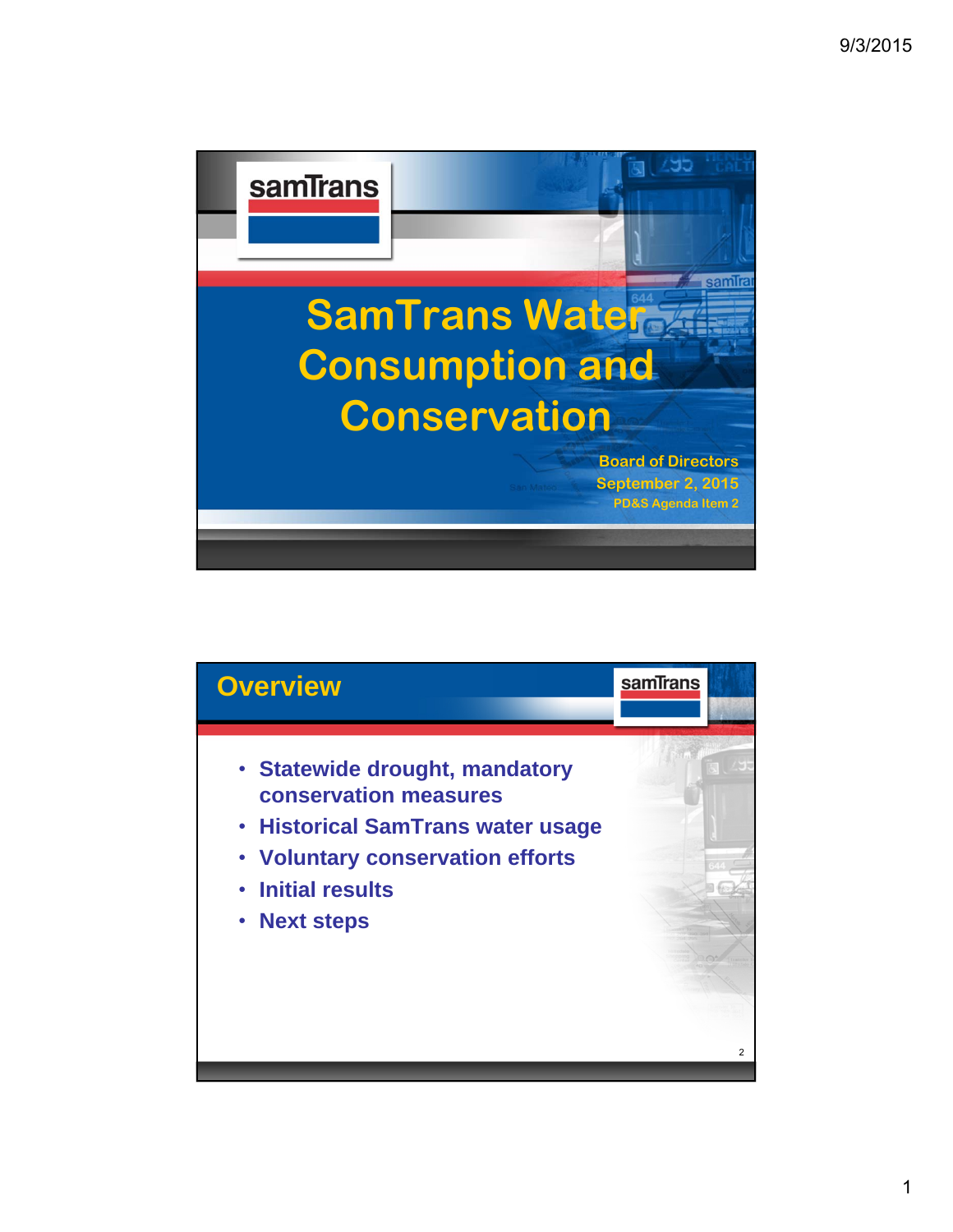# SamTrans Water Consumption and Conservation

Board of Directors
September 2, 2015
PD&S Agenda Item 2

## Overview

- Statewide drought, mandatory conservation measures
- Historical SamTrans water usage
- Voluntary conservation efforts
- Initial results
- Next steps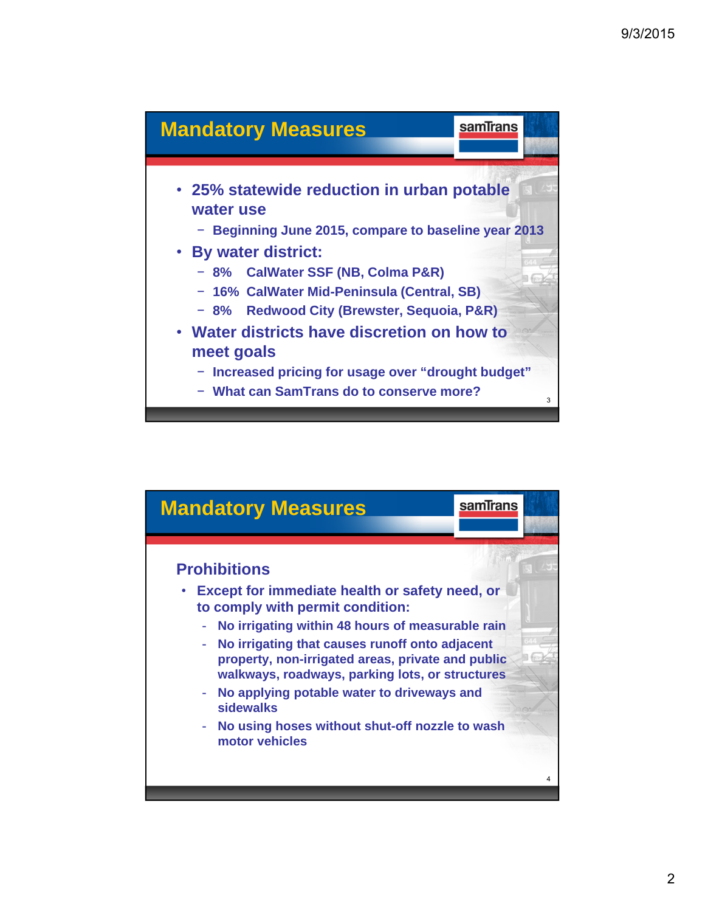## Mandatory Measures

- 25% statewide reduction in urban potable water use
  - Beginning June 2015, compare to baseline year 2013
- By water district:
  - 8% CalWater SSF (NB, Colma P&R)
  - 16% CalWater Mid-Peninsula (Central, SB)
  - 8% Redwood City (Brewster, Sequoia, P&R)
- Water districts have discretion on how to meet goals
  - Increased pricing for usage over "drought budget"
  - What can SamTrans do to conserve more?

## Mandatory Measures

### Prohibitions

- Except for immediate health or safety need, or to comply with permit condition:
  - No irrigating within 48 hours of measurable rain
  - No irrigating that causes runoff onto adjacent property, non-irrigated areas, private and public walkways, roadways, parking lots, or structures
  - No applying potable water to driveways and sidewalks
  - No using hoses without shut-off nozzle to wash motor vehicles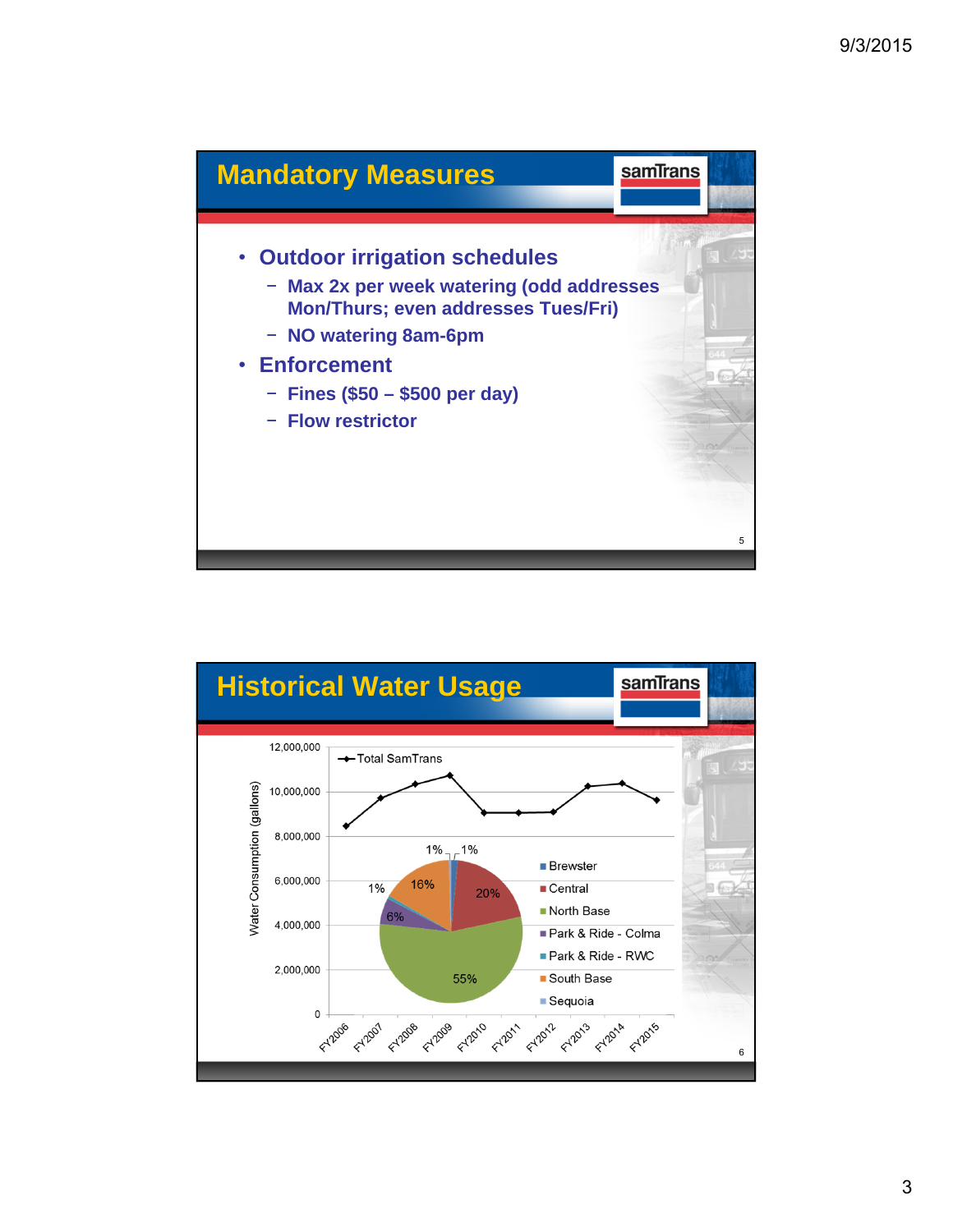## Mandatory Measures

- Outdoor irrigation schedules
  - Max 2x per week watering (odd addresses Mon/Thurs; even addresses Tues/Fri)
  - NO watering 8am-6pm
- Enforcement
  - Fines ($50 – $500 per day)
  - Flow restrictor

## Historical Water Usage

Total SamTrans – Water Consumption (gallons)

| Fiscal Year | Approx. Water Consumption (gallons) |
|---|---|
| FY2006 | ~8,500,000 |
| FY2007 | ~9,750,000 |
| FY2008 | ~10,350,000 |
| FY2009 | ~10,750,000 |
| FY2010 | ~9,050,000 |
| FY2011 | ~9,050,000 |
| FY2012 | ~9,100,000 |
| FY2013 | ~10,250,000 |
| FY2014 | ~10,400,000 |
| FY2015 | ~9,650,000 |

Share of water usage by location:

| Location | Share |
|---|---|
| Brewster | 1% |
| Central | 20% |
| North Base | 55% |
| Park & Ride - Colma | 6% |
| Park & Ride - RWC | 1% |
| South Base | 16% |
| Sequoia | 1% |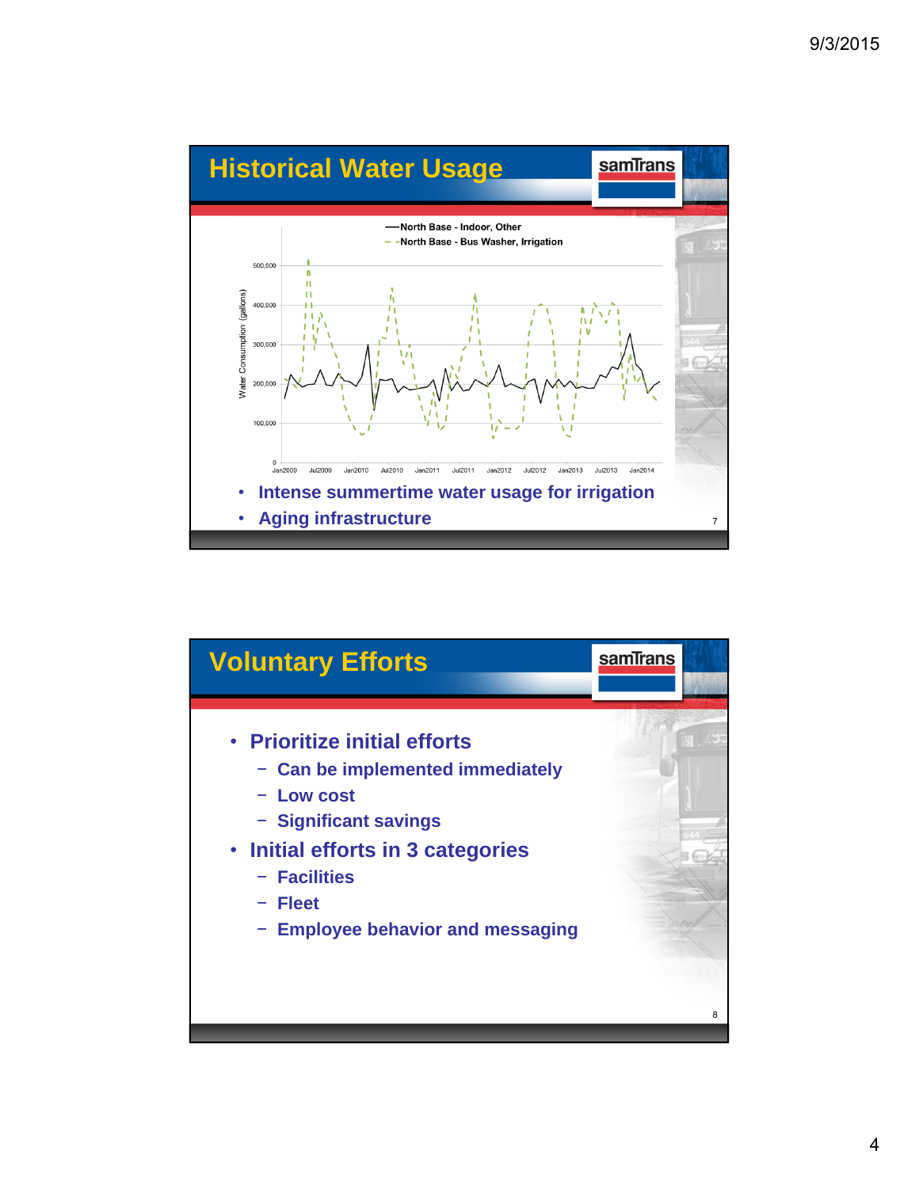## Historical Water Usage

- Intense summertime water usage for irrigation
- Aging infrastructure

## Voluntary Efforts

- Prioritize initial efforts
  - Can be implemented immediately
  - Low cost
  - Significant savings
- Initial efforts in 3 categories
  - Facilities
  - Fleet
  - Employee behavior and messaging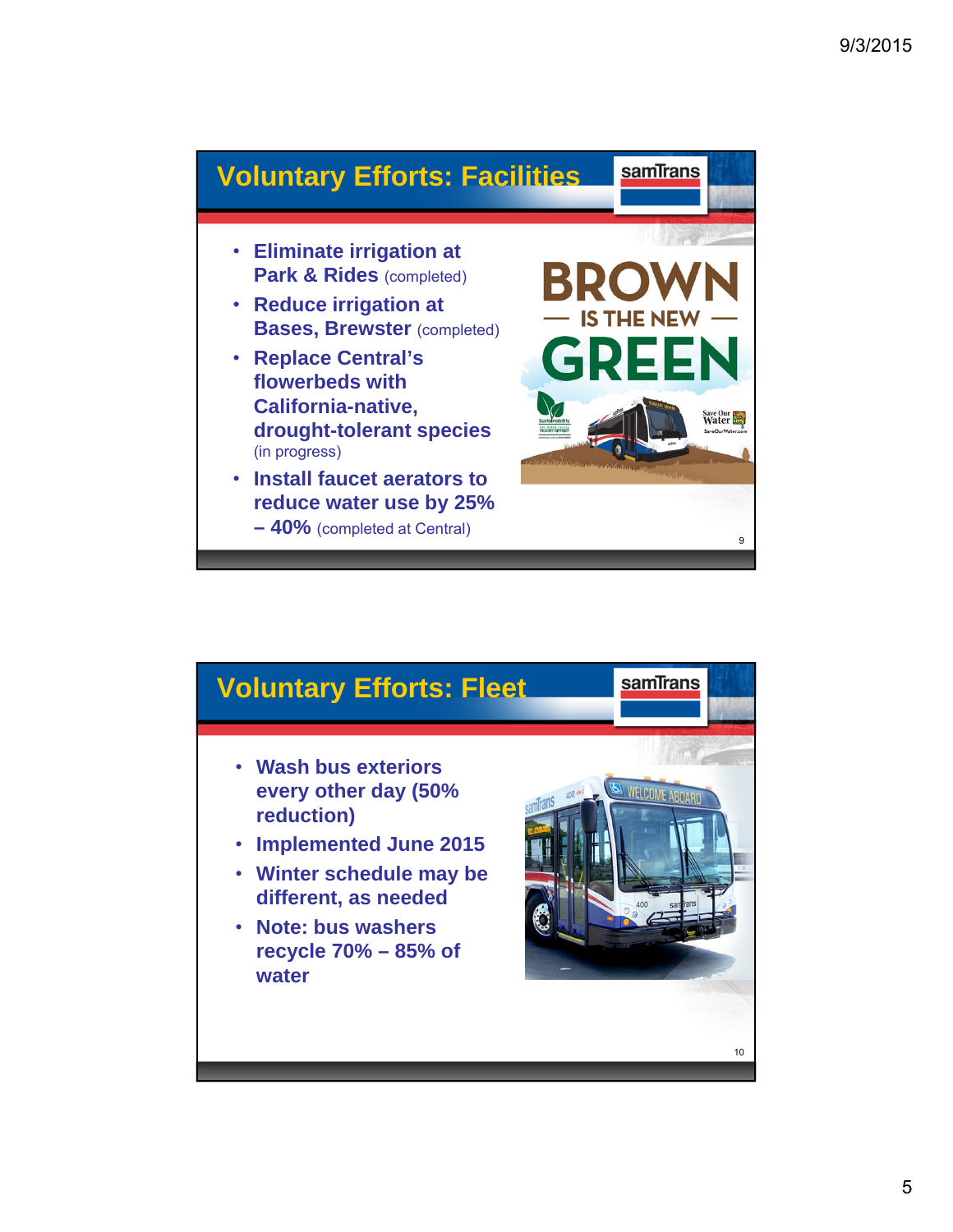## Voluntary Efforts: Facilities

- **Eliminate irrigation at Park & Rides** (completed)
- **Reduce irrigation at Bases, Brewster** (completed)
- **Replace Central's flowerbeds with California-native, drought-tolerant species** (in progress)
- **Install faucet aerators to reduce water use by 25% – 40%** (completed at Central)

## Voluntary Efforts: Fleet

- **Wash bus exteriors every other day (50% reduction)**
- **Implemented June 2015**
- **Winter schedule may be different, as needed**
- **Note: bus washers recycle 70% – 85% of water**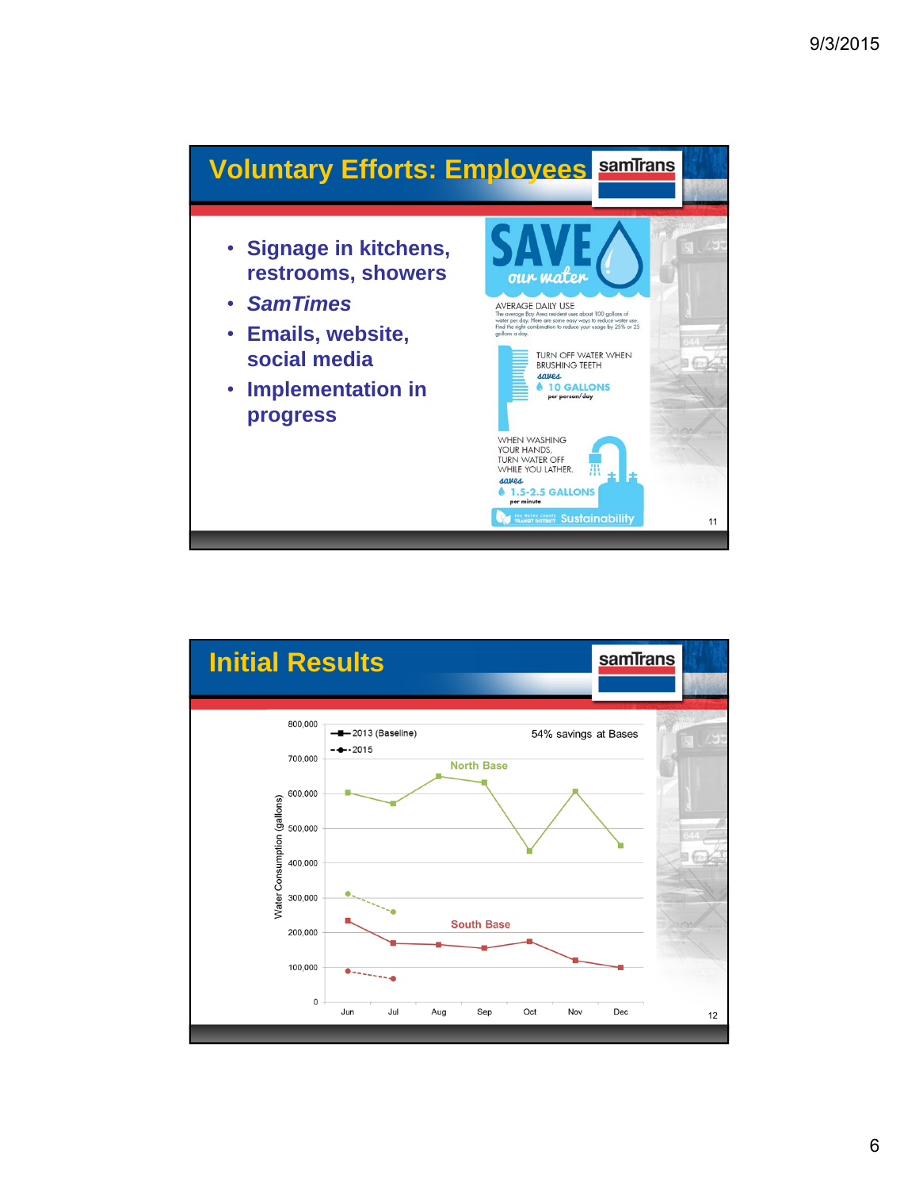## Voluntary Efforts: Employees

- Signage in kitchens, restrooms, showers
- *SamTimes*
- Emails, website, social media
- Implementation in progress

**SAVE our water**

AVERAGE DAILY USE
The average Bay Area resident uses about 100 gallons of water per day. Here are some easy ways to reduce water use. Find the right combination to reduce your usage by 25% or 25 gallons a day.

TURN OFF WATER WHEN BRUSHING TEETH *saves* 10 GALLONS per person/day

WHEN WASHING YOUR HANDS, TURN WATER OFF WHILE YOU LATHER. *saves* 1.5-2.5 GALLONS per minute

Sustainability

## Initial Results

54% savings at Bases

Water Consumption (gallons)

| Month | North Base 2013 (Baseline) | North Base 2015 | South Base 2013 (Baseline) | South Base 2015 |
|---|---|---|---|---|
| Jun | ~600,000 | ~310,000 | ~235,000 | ~90,000 |
| Jul | ~570,000 | ~260,000 | ~170,000 | ~65,000 |
| Aug | ~650,000 | | ~165,000 | |
| Sep | ~630,000 | | ~155,000 | |
| Oct | ~435,000 | | ~175,000 | |
| Nov | ~605,000 | | ~120,000 | |
| Dec | ~450,000 | | ~100,000 | |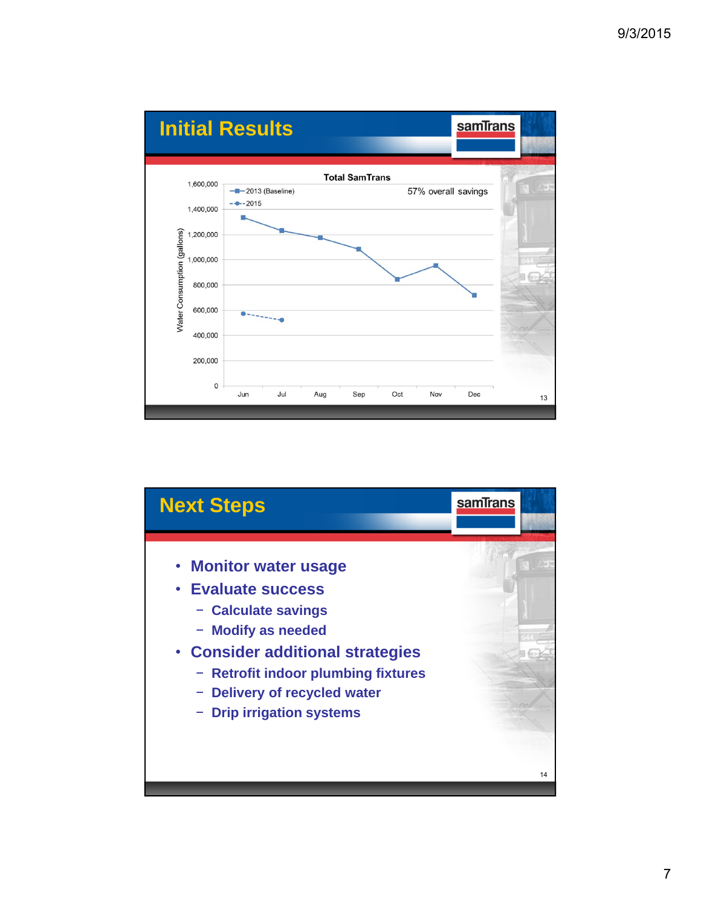## Initial Results

Total SamTrans

57% overall savings

2013 (Baseline)

2015

Water Consumption (gallons)

1,600,000
1,400,000
1,200,000
1,000,000
800,000
600,000
400,000
200,000
0

Jun Jul Aug Sep Oct Nov Dec

## Next Steps

- **Monitor water usage**
- **Evaluate success**
  - **Calculate savings**
  - **Modify as needed**
- **Consider additional strategies**
  - **Retrofit indoor plumbing fixtures**
  - **Delivery of recycled water**
  - **Drip irrigation systems**